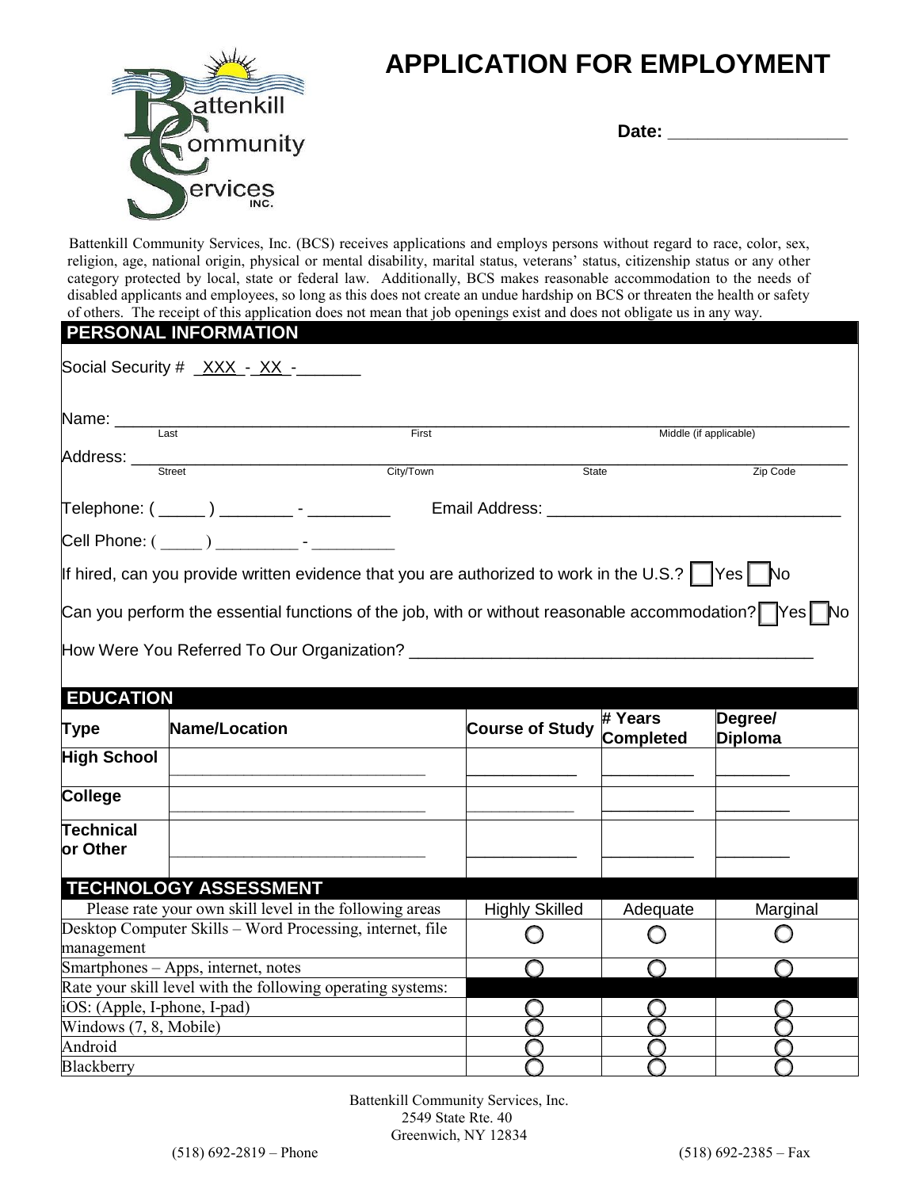Battenkill Community Services INC.

# APPLICATION FOR EMPLOYMENT

**Date:** ___________________

Battenkill Community Services, Inc. (BCS) receives applications and employs persons without regard to race, color, sex, religion, age, national origin, physical or mental disability, marital status, veterans' status, citizenship status or any other category protected by local, state or federal law. Additionally, BCS makes reasonable accommodation to the needs of disabled applicants and employees, so long as this does not create an undue hardship on BCS or threaten the health or safety of others. The receipt of this application does not mean that job openings exist and does not obligate us in any way.

## PERSONAL INFORMATION

Social Security # _XXX_-_XX_-_______

Name: ______________________________________________________________
Last — First — Middle (if applicable)

Address: ____________________________________________________________
Street — City/Town — State — Zip Code

Telephone: ( _____ ) ________ - _________ Email Address: ________________________________

Cell Phone: ( _____ ) _________ - _________

If hired, can you provide written evidence that you are authorized to work in the U.S.? ☐ Yes ☐ No

Can you perform the essential functions of the job, with or without reasonable accommodation? ☐ Yes ☐ No

How Were You Referred To Our Organization? ___________________________________________

## EDUCATION

| Type | Name/Location | Course of Study | # Years Completed | Degree/ Diploma |
|---|---|---|---|---|
| High School | | | | |
| College | | | | |
| Technical or Other | | | | |

## TECHNOLOGY ASSESSMENT

| Please rate your own skill level in the following areas | Highly Skilled | Adequate | Marginal |
|---|---|---|---|
| Desktop Computer Skills – Word Processing, internet, file management | ○ | ○ | ○ |
| Smartphones – Apps, internet, notes | ○ | ○ | ○ |
| Rate your skill level with the following operating systems: | | | |
| iOS: (Apple, I-phone, I-pad) | ○ | ○ | ○ |
| Windows (7, 8, Mobile) | ○ | ○ | ○ |
| Android | ○ | ○ | ○ |
| Blackberry | ○ | ○ | ○ |

Battenkill Community Services, Inc.
2549 State Rte. 40
Greenwich, NY 12834
(518) 692-2819 – Phone (518) 692-2385 – Fax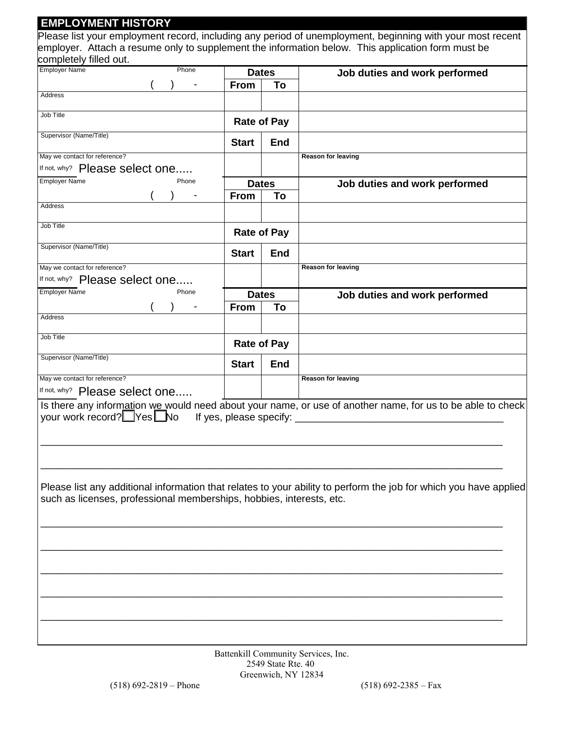## EMPLOYMENT HISTORY

Please list your employment record, including any period of unemployment, beginning with your most recent employer. Attach a resume only to supplement the information below. This application form must be completely filled out.

| Employer Name / Phone | Dates | | Job duties and work performed |
|---|---|---|---|
| ( ) - | From | To | |
| Address | | | |
| Job Title | Rate of Pay | | |
| Supervisor (Name/Title) | Start | End | |
| May we contact for reference? If not, why? Please select one..... | | | Reason for leaving |

| Employer Name / Phone | Dates | | Job duties and work performed |
|---|---|---|---|
| ( ) - | From | To | |
| Address | | | |
| Job Title | Rate of Pay | | |
| Supervisor (Name/Title) | Start | End | |
| May we contact for reference? If not, why? Please select one..... | | | Reason for leaving |

| Employer Name / Phone | Dates | | Job duties and work performed |
|---|---|---|---|
| ( ) - | From | To | |
| Address | | | |
| Job Title | Rate of Pay | | |
| Supervisor (Name/Title) | Start | End | |
| May we contact for reference? If not, why? Please select one..... | | | Reason for leaving |

Is there any information we would need about your name, or use of another name, for us to be able to check your work record? ☐ Yes ☐ No  If yes, please specify: ____________________________________

______________________________________________________________________________

______________________________________________________________________________

Please list any additional information that relates to your ability to perform the job for which you have applied such as licenses, professional memberships, hobbies, interests, etc.

______________________________________________________________________________

______________________________________________________________________________

______________________________________________________________________________

______________________________________________________________________________

______________________________________________________________________________

Battenkill Community Services, Inc.
2549 State Rte. 40
Greenwich, NY 12834
(518) 692-2819 – Phone (518) 692-2385 – Fax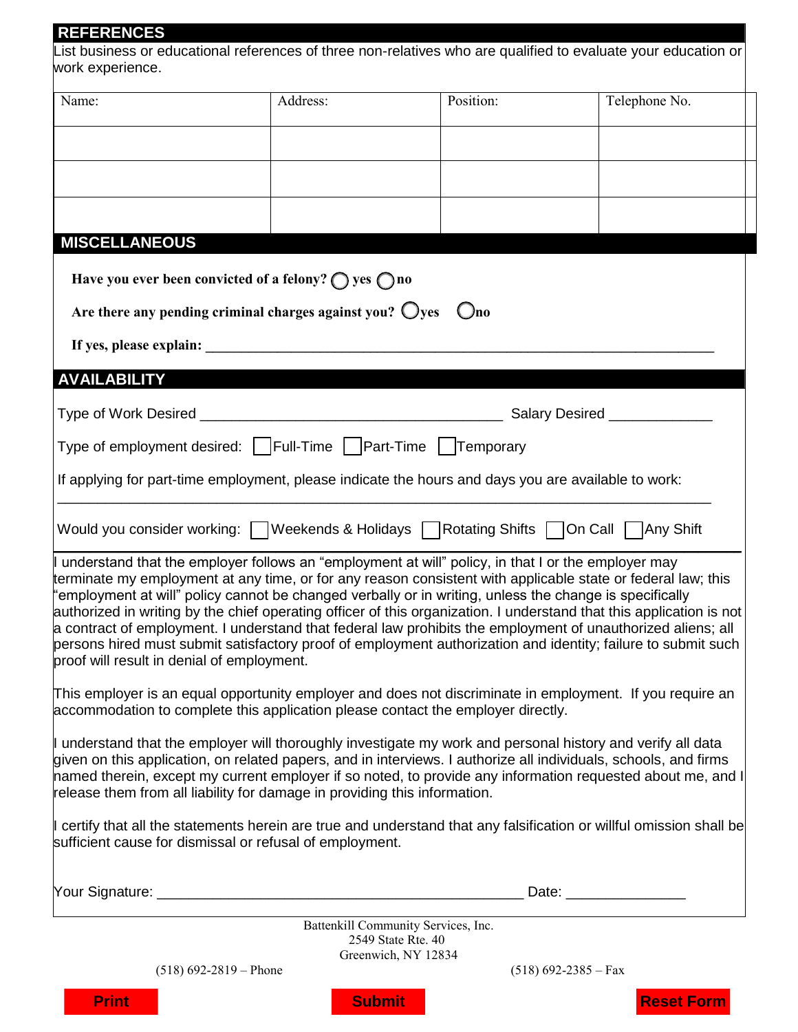## REFERENCES

List business or educational references of three non-relatives who are qualified to evaluate your education or work experience.

| Name: | Address: | Position: | Telephone No. |
|---|---|---|---|
| | | | |
| | | | |
| | | | |

## MISCELLANEOUS

**Have you ever been convicted of a felony?** ◯ **yes** ◯ **no**

**Are there any pending criminal charges against you?** ◯ **yes** ◯ **no**

**If yes, please explain:** \_\_\_\_\_\_\_\_\_\_\_\_\_\_\_\_\_\_\_\_\_\_\_\_\_\_\_\_\_\_\_\_\_\_\_\_\_\_\_\_\_\_\_\_\_\_\_\_\_\_\_\_\_\_\_\_

## AVAILABILITY

Type of Work Desired \_\_\_\_\_\_\_\_\_\_\_\_\_\_\_\_\_\_\_\_\_\_\_\_\_\_\_\_\_\_\_\_\_\_\_\_\_ Salary Desired \_\_\_\_\_\_\_\_\_\_\_\_

Type of employment desired: ☐ Full-Time ☐ Part-Time ☐ Temporary

If applying for part-time employment, please indicate the hours and days you are available to work:

\_\_\_\_\_\_\_\_\_\_\_\_\_\_\_\_\_\_\_\_\_\_\_\_\_\_\_\_\_\_\_\_\_\_\_\_\_\_\_\_\_\_\_\_\_\_\_\_\_\_\_\_\_\_\_\_\_\_\_\_\_\_\_\_\_\_\_\_\_\_

Would you consider working: ☐ Weekends & Holidays ☐ Rotating Shifts ☐ On Call ☐ Any Shift

I understand that the employer follows an "employment at will" policy, in that I or the employer may terminate my employment at any time, or for any reason consistent with applicable state or federal law; this "employment at will" policy cannot be changed verbally or in writing, unless the change is specifically authorized in writing by the chief operating officer of this organization. I understand that this application is not a contract of employment. I understand that federal law prohibits the employment of unauthorized aliens; all persons hired must submit satisfactory proof of employment authorization and identity; failure to submit such proof will result in denial of employment.

This employer is an equal opportunity employer and does not discriminate in employment. If you require an accommodation to complete this application please contact the employer directly.

I understand that the employer will thoroughly investigate my work and personal history and verify all data given on this application, on related papers, and in interviews. I authorize all individuals, schools, and firms named therein, except my current employer if so noted, to provide any information requested about me, and I release them from all liability for damage in providing this information.

I certify that all the statements herein are true and understand that any falsification or willful omission shall be sufficient cause for dismissal or refusal of employment.

Your Signature: \_\_\_\_\_\_\_\_\_\_\_\_\_\_\_\_\_\_\_\_\_\_\_\_\_\_\_\_\_\_\_\_\_\_\_\_\_\_\_\_\_\_\_\_ Date: \_\_\_\_\_\_\_\_\_\_\_\_\_\_

Battenkill Community Services, Inc.
2549 State Rte. 40
Greenwich, NY 12834

(518) 692-2819 – Phone (518) 692-2385 – Fax

Print Submit Reset Form